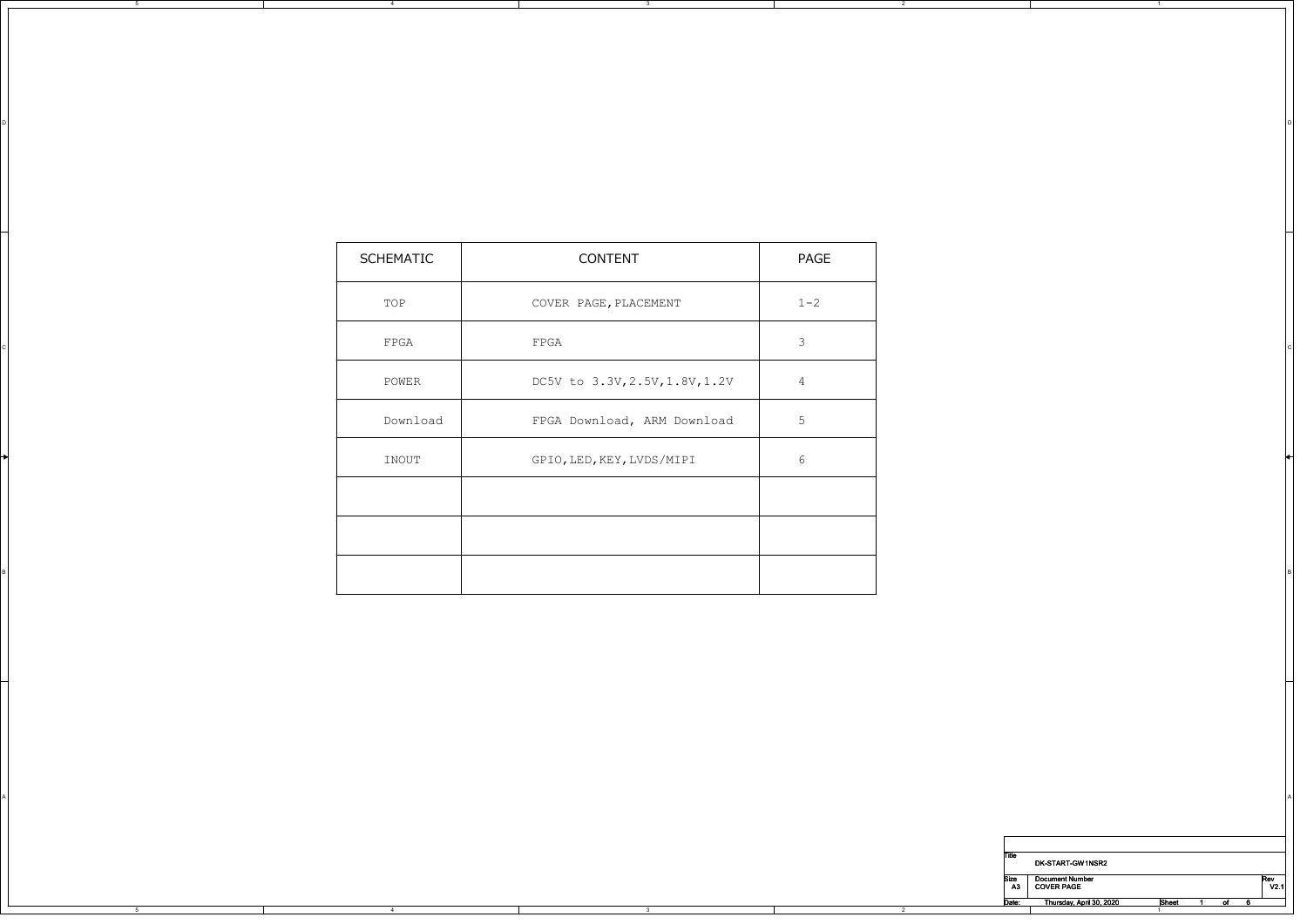| SCHEMATIC | CONTENT | PAGE |
|---|---|---|
| TOP | COVER PAGE, PLACEMENT | 1-2 |
| FPGA | FPGA | 3 |
| POWER | DC5V to 3.3V,2.5V,1.8V,1.2V | 4 |
| Download | FPGA Download, ARM Download | 5 |
| INOUT | GPIO, LED, KEY, LVDS/MIPI | 6 |
| | | |
| | | |
| | | |

| Title | DK-START-GW1NSR2 | |
|---|---|---|
| Size A3 | Document Number COVER PAGE | Rev V2.1 |
| Date: | Thursday, April 30, 2020 | Sheet 1 of 6 |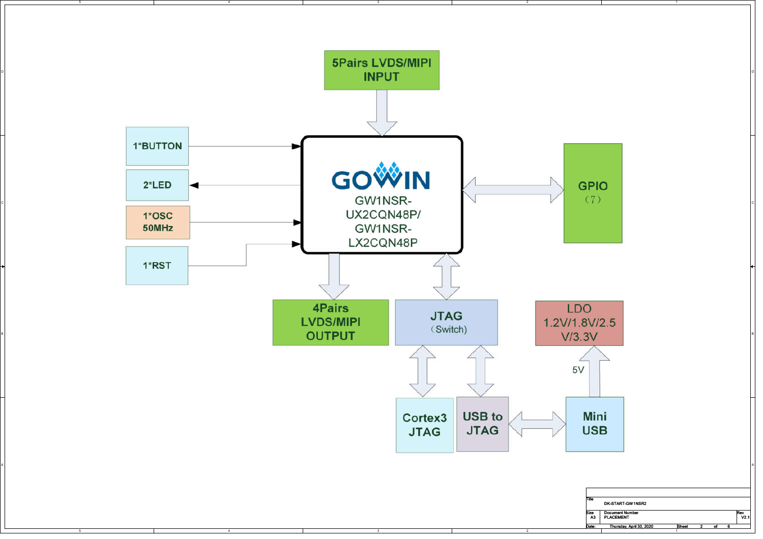5Pairs LVDS/MIPI INPUT

1*BUTTON

2*LED

1*OSC 50MHz

1*RST

GOWIN

GW1NSR-UX2CQN48P/ GW1NSR-LX2CQN48P

GPIO (7)

4Pairs LVDS/MIPI OUTPUT

JTAG (Switch)

LDO 1.2V/1.8V/2.5V/3.3V

5V

Cortex3 JTAG

USB to JTAG

Mini USB

| Title | DK-START-GW1NSR2 | |
|---|---|---|
| Size A3 | Document Number PLACEMENT | Rev V2.1 |
| Date: | Thursday, April 30, 2020 | Sheet 2 of 6 |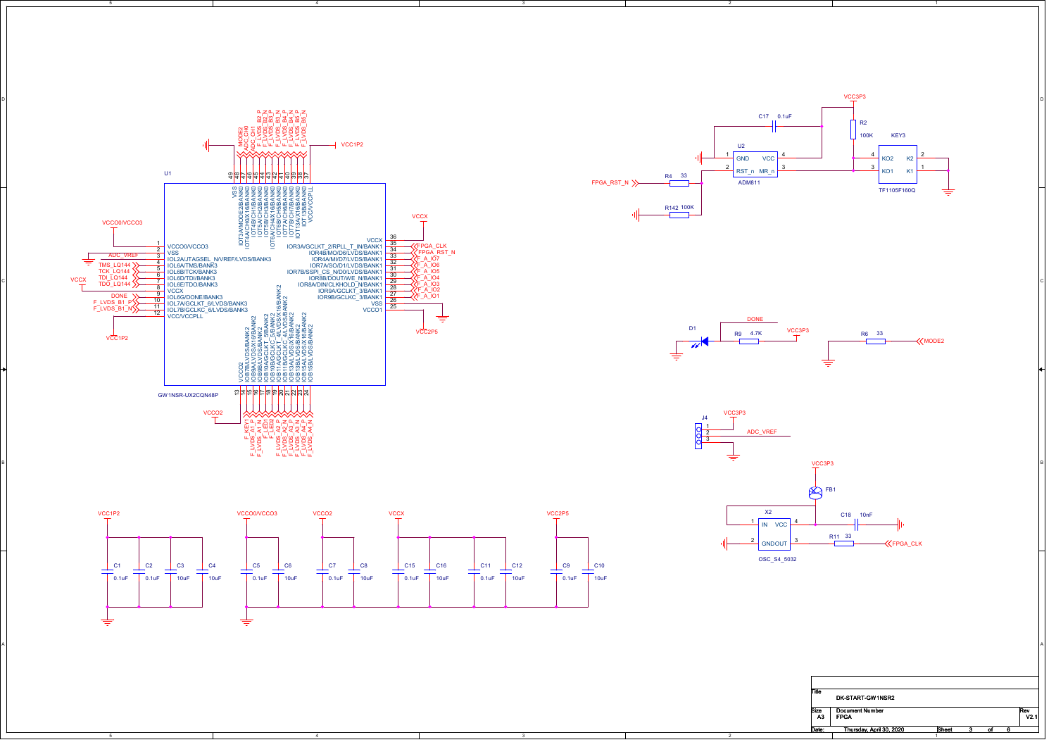U1

GW1NSR-UX2CQN48P

| Pin | Name | Net |
|---|---|---|
| 1 | VCCO0/VCCO3 | VCCO0/VCCO3 |
| 2 | VSS | GND |
| 3 | IOL2A/JTAGSEL_N/VREF/LVDS/BANK3 | ADC_VREF |
| 4 | IOL6A/TMS/BANK3 | TMS_LQ144 |
| 5 | IOL6B/TCK/BANK3 | TCK_LQ144 |
| 6 | IOL6D/TDI/BANK3 | TDI_LQ144 |
| 7 | IOL6E/TDO/BANK3 | TDO_LQ144 |
| 8 | VCCX | VCCX |
| 9 | IOL6G/DONE/BANK3 | DONE |
| 10 | IOL7A/GCLKT_6/LVDS/BANK3 | F_LVDS_B1_P |
| 11 | IOL7B/GCLKC_6/LVDS/BANK3 | F_LVDS_B1_N |
| 12 | VCC/VCCPLL | VCC1P2 |
| 13 | VCCO2 | VCCO2 |
| 14 | IOB7B/LVDS/BANK2 | F_KEY1 |
| 15 | IOB9A/LVDS/X16/BANK2 | F_LVDS_A1_P |
| 16 | IOB9B/LVDS/BANK2 | F_LVDS_A1_N |
| 17 | IOB10A/GCLKT_5/BANK2 | F_LED1 |
| 18 | IOB10B/GCLKC_5/BANK2 | F_LED2 |
| 19 | IOB11A/GCLKT_4/LVDS/X16/BANK2 | F_LVDS_A2_P |
| 20 | IOB11B/GCLKC_4/LVDS/BANK2 | F_LVDS_A2_N |
| 21 | IOB13A/LVDS/X16/BANK2 | F_LVDS_A3_P |
| 22 | IOB13B/LVDS/BANK2 | F_LVDS_A3_N |
| 23 | IOB15A/LVDS/X16/BANK2 | F_LVDS_A4_P |
| 24 | IOB15B/LVDS/BANK2 | F_LVDS_A4_N |
| 25 | VCCO1 | VCC2P5 |
| 26 | VSS | GND |
| 27 | IOR9B/GCLKC_3/BANK1 | F_A_IO1 |
| 28 | IOR9A/GCLKT_3/BANK1 | F_A_IO2 |
| 29 | IOR8A/DIN/CLKHOLD_N/BANK1 | F_A_IO3 |
| 30 | IOR8B/DOUT/WE_N/BANK1 | F_A_IO4 |
| 31 | IOR7B/SSPI_CS_N/D0/LVDS/BANK1 | F_A_IO5 |
| 32 | IOR7A/SO/D1/LVDS/BANK1 | F_A_IO6 |
| 33 | IOR4A/MI/D7/LVDS/BANK1 | F_A_IO7 |
| 34 | IOR4B/MO/D6/LVDS/BANK1 | FPGA_RST_N |
| 35 | IOR3A/GCLKT_2/RPLL_T_IN/BANK1 | FPGA_CLK |
| 36 | VCCX | VCCX |
| 37 | VCC/VCCPLL | VCC1P2 |
| 38 | IOT13B/X16/BANK0 | F_LVDS_B6_N |
| 39 | IOT13A/X16/BANK0 | F_LVDS_B6_P |
| 40 | IOT7B/CH7/BANK0 | F_LVDS_B5_N |
| 41 | IOT7A/CH6/BANK0 | F_LVDS_B5_P |
| 42 | IOT6B/CH5/BANK0 | F_LVDS_B4_N |
| 43 | IOT6A/CH4/X16/BANK0 | F_LVDS_B4_P |
| 44 | IOT5B/CH3/BANK0 | F_LVDS_B3_N |
| 45 | IOT5A/CH2/BANK0 | F_LVDS_B3_P |
| 46 | IOT4B/CH1/BANK0 | F_LVDS_B2_N |
| 47 | IOT4A/CH0/X16/BANK0 | F_LVDS_B2_P |
| 48 | IOT3A/MODE2/BANK0 | MODE2 |
| 49 | VSS | GND |

Reset circuit: U2 ADM811 (1 GND, 2 RST_n, 3 MR_n, 4 VCC); C17 0.1uF; R2 100K to VCC3P3; KEY3 TF1105F160Q (KO2, K2, KO1, K1); R4 33 to FPGA_RST_N; R142 100K to GND.

D1, R9 4.7K: DONE to VCC3P3

R6 33: MODE2 to GND

J4: 1 VCC3P3, 2 ADC_VREF, 3 GND

Oscillator: X2 OSC_S4_5032 (1 IN, 2 GND, 3 OUT, 4 VCC); FB1 from VCC3P3; C18 10nF; R11 33 to FPGA_CLK

Decoupling:

| Rail | Capacitors |
|---|---|
| VCC1P2 | C1 0.1uF, C2 0.1uF, C3 10uF, C4 10uF |
| VCCO0/VCCO3 | C5 0.1uF, C6 10uF |
| VCCO2 | C7 0.1uF, C8 10uF |
| VCCX | C15 0.1uF, C16 10uF, C11 0.1uF, C12 10uF |
| VCC2P5 | C9 0.1uF, C10 10uF |

| Title | DK-START-GW1NSR2 | |
|---|---|---|
| Size: A3 | Document Number: FPGA | Rev: V2.1 |
| Date: Thursday, April 30, 2020 | Sheet 3 of 6 | |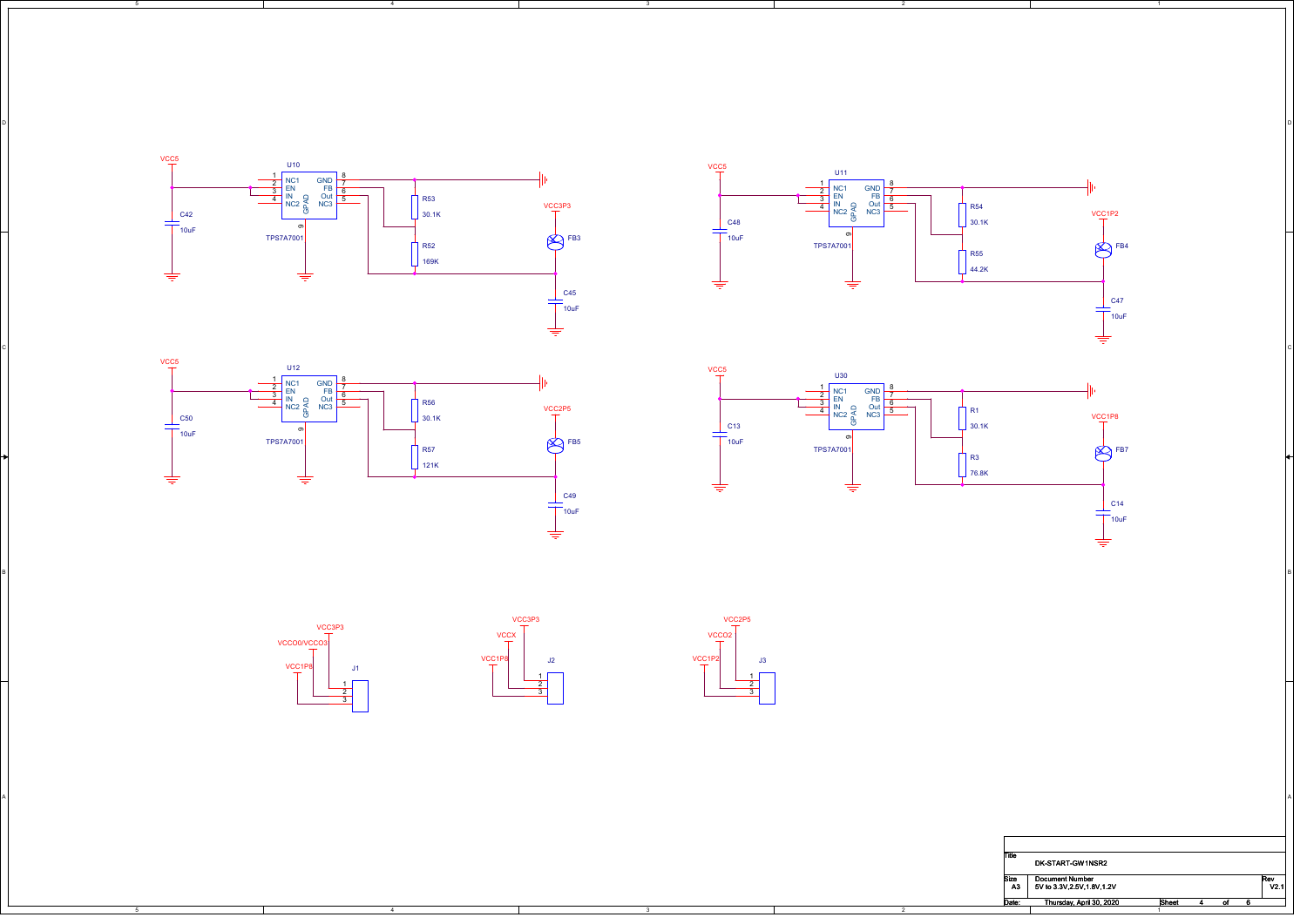U10
TPS7A7001

| Pin | Name |
|---|---|
| 1 | NC1 |
| 2 | EN |
| 3 | IN |
| 4 | NC2 |
| 5 | NC3 |
| 6 | Out |
| 7 | FB |
| 8 | GND |
| 9 | GPAD |

VCC5, C42 10uF, R53 30.1K, R52 169K, VCC3P3, FB3, C45 10uF

U11
TPS7A7001

VCC5, C48 10uF, R54 30.1K, R55 44.2K, VCC1P2, FB4, C47 10uF

U12
TPS7A7001

VCC5, C50 10uF, R56 30.1K, R57 121K, VCC2P5, FB5, C49 10uF

U30
TPS7A7001

VCC5, C13 10uF, R1 30.1K, R3 76.8K, VCC1P8, FB7, C14 10uF

J1: 1 – VCC3P3, 2 – VCCO0/VCCO3, 3 – VCC1P8

J2: 1 – VCC3P3, 2 – VCCX, 3 – VCC1P8

J3: 1 – VCC2P5, 2 – VCCO2, 3 – VCC1P2

| Title | DK-START-GW1NSR2 | |
|---|---|---|
| Size A3 | Document Number: 5V to 3.3V,2.5V,1.8V,1.2V | Rev V2.1 |
| Date: | Thursday, April 30, 2020 | Sheet 4 of 6 |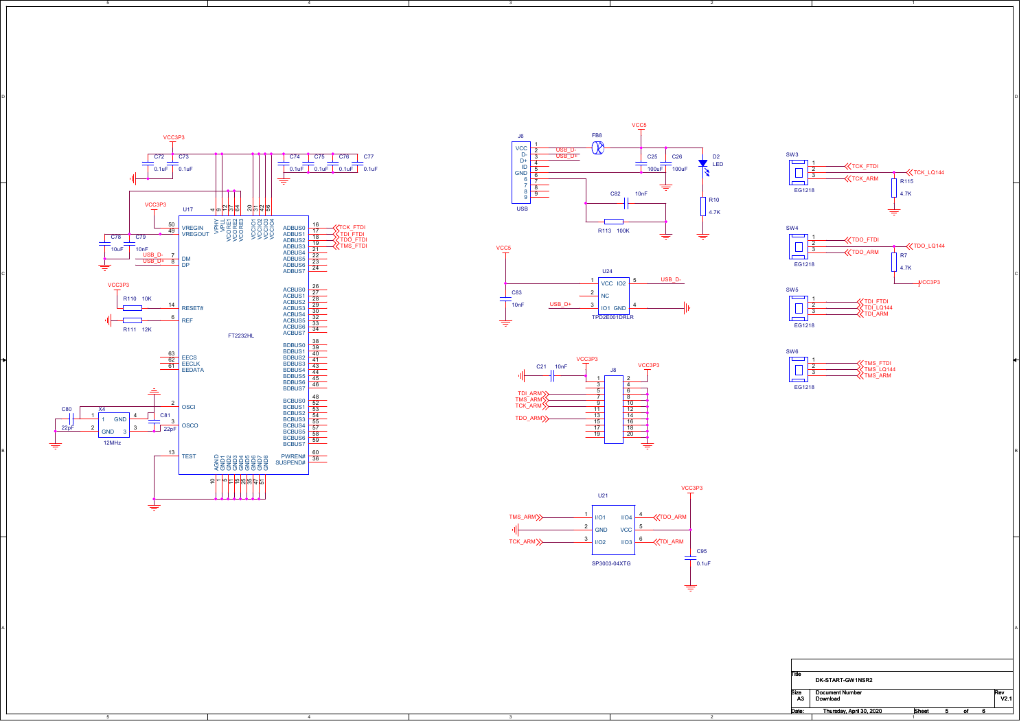| Title | DK-START-GW1NSR2 | |
| --- | --- | --- |
| Size A3 | Document Number Download | Rev V2.1 |
| Date: Thursday, April 30, 2020 | Sheet 5 of 6 | |

U17 FT2232HL

- VCC3P3: C72 0.1uF, C73 0.1uF, C74 0.1uF, C75 0.1uF, C76 0.1uF, C77 0.1uF
- VPHY (4), VPLL (9), VCORE1 (12), VCORE2 (37), VCORE3 (64), VCCIO1 (20), VCCIO2 (31), VCCIO3 (42), VCCIO4 (56)
- VREGIN (50) — VCC3P3; VREGOUT (49) — C78 10uF, C79 10nF
- DM (7) — USB_D-; DP (8) — USB_D+
- RESET# (14) — R110 10K — VCC3P3
- REF (6) — R111 12K — GND
- EECS (63), EECLK (62), EEDATA (61)
- OSCI (2), OSCO (3) — X4 12MHz, C80 22pF, C81 22pF
- TEST (13)
- AGND (10), GND1 (1), GND2 (5), GND3 (11), GND4 (15), GND5 (25), GND6 (35), GND7 (47), GND8 (51)
- ADBUS0 (16) — TCK_FTDI; ADBUS1 (17) — TDI_FTDI; ADBUS2 (18) — TDO_FTDI; ADBUS3 (19) — TMS_FTDI; ADBUS4 (21); ADBUS5 (22); ADBUS6 (23); ADBUS7 (24)
- ACBUS0–ACBUS7 (26, 27, 28, 29, 30, 32, 33, 34)
- BDBUS0–BDBUS7 (38, 39, 40, 41, 43, 44, 45, 46)
- BCBUS0–BCBUS7 (48, 52, 53, 54, 55, 57, 58, 59)
- PWREN# (60), SUSPEND# (36)

J6 USB

- VCC (1) — FB8 — VCC5; C25 100uF, C26 100uF; D2 LED, R10 4.7K
- D- (2) — USB_D-; D+ (3) — USB_D+; ID (4); GND (5); 6, 7, 8, 9 — C82 10nF, R113 100K

U24 TPD2E001DRLR

- VCC (1) — VCC5, C83 10nF; NC (2); IO1 (3) — USB_D+; GND (4); IO2 (5) — USB_D-

J8

- 1 — VCC3P3, C21 10nF; 2 — VCC3P3; 7 — TDI_ARM; 9 — TMS_ARM; 11 — TCK_ARM; 13 — TDO_ARM; 4, 6, 8, 10, 12, 14, 16, 18, 20 — GND; 3, 5, 15, 17, 19

U21 SP3003-04XTG

- I/O1 (1) — TMS_ARM; GND (2); I/O2 (3) — TCK_ARM; I/O4 (4) — TDO_ARM; VCC (5) — VCC3P3, C95 0.1uF; I/O3 (6) — TDI_ARM

Switches (EG1218)

- SW3: 1 — TCK_FTDI; 2 — TCK_LQ144 (R115 4.7K to GND); 3 — TCK_ARM
- SW4: 1 — TDO_FTDI; 2 — TDO_LQ144 (R7 4.7K to VCC3P3); 3 — TDO_ARM
- SW5: 1 — TDI_FTDI; 2 — TDI_LQ144; 3 — TDI_ARM
- SW6: 1 — TMS_FTDI; 2 — TMS_LQ144; 3 — TMS_ARM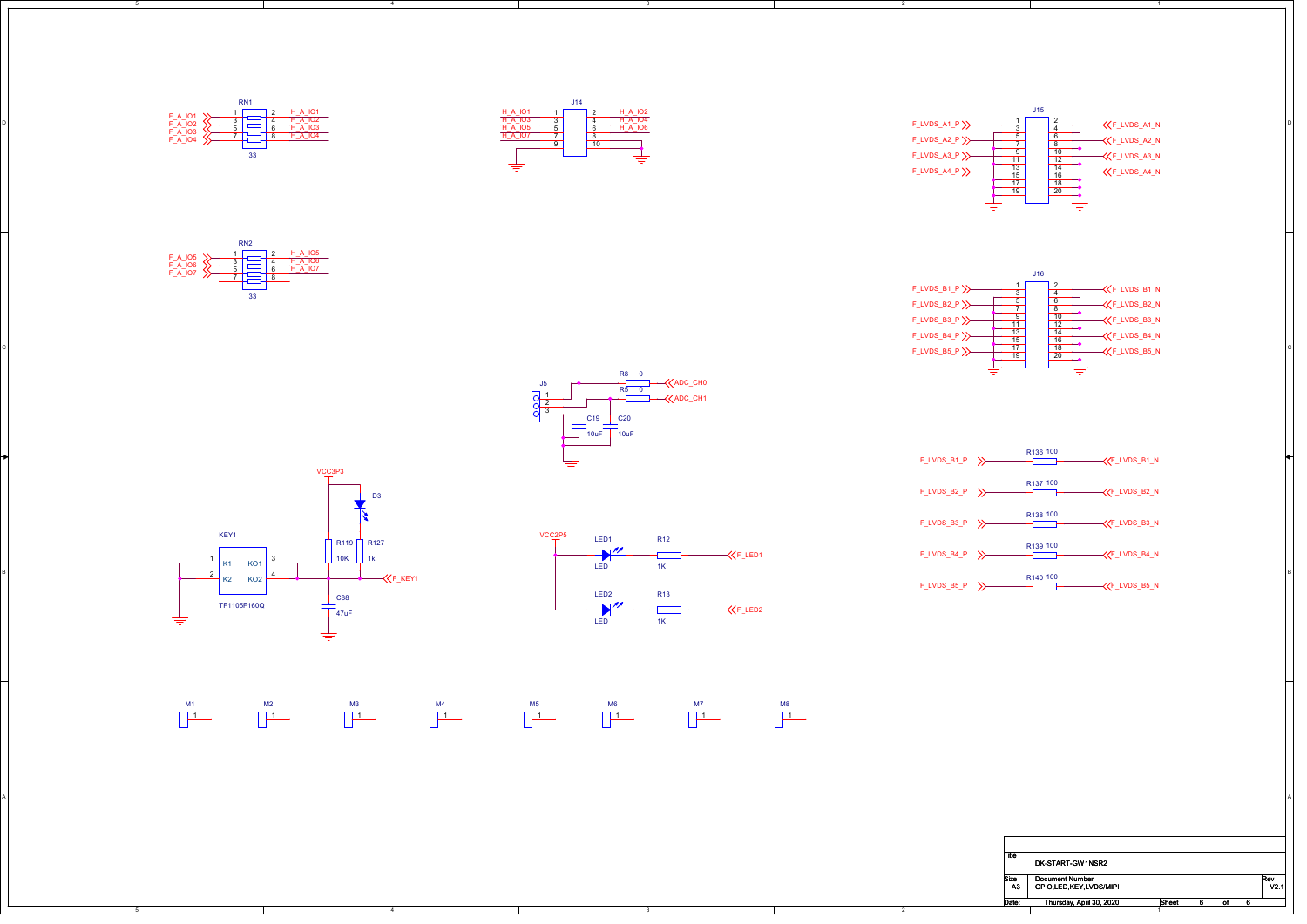RN1

F_A_IO1 1 2 H_A_IO1
F_A_IO2 3 4 H_A_IO2
F_A_IO3 5 6 H_A_IO3
F_A_IO4 7 8 H_A_IO4

33

RN2

F_A_IO5 1 2 H_A_IO5
F_A_IO6 3 4 H_A_IO6
F_A_IO7 5 6 H_A_IO7
7 8

33

J14

H_A_IO1 1 2 H_A_IO2
H_A_IO3 3 4 H_A_IO4
H_A_IO5 5 6 H_A_IO6
H_A_IO7 7 8
9 10

J15

F_LVDS_A1_P 1 2 F_LVDS_A1_N
3 4
F_LVDS_A2_P 5 6 F_LVDS_A2_N
7 8
F_LVDS_A3_P 9 10 F_LVDS_A3_N
11 12
F_LVDS_A4_P 13 14 F_LVDS_A4_N
15 16
17 18
19 20

J16

F_LVDS_B1_P 1 2 F_LVDS_B1_N
3 4
F_LVDS_B2_P 5 6 F_LVDS_B2_N
7 8
F_LVDS_B3_P 9 10 F_LVDS_B3_N
11 12
F_LVDS_B4_P 13 14 F_LVDS_B4_N
15 16
F_LVDS_B5_P 17 18 F_LVDS_B5_N
19 20

J5
1
2
3

R8 0 ADC_CH0
R5 0 ADC_CH1
C19 10uF
C20 10uF

F_LVDS_B1_P R136 100 F_LVDS_B1_N
F_LVDS_B2_P R137 100 F_LVDS_B2_N
F_LVDS_B3_P R138 100 F_LVDS_B3_N
F_LVDS_B4_P R139 100 F_LVDS_B4_N
F_LVDS_B5_P R140 100 F_LVDS_B5_N

VCC3P3
D3
KEY1
1 K1 KO1 3
2 K2 KO2 4
TF1105F160Q
R119 10K
R127 1k
C88 47uF
F_KEY1

VCC2P5
LED1 LED R12 1K F_LED1
LED2 LED R13 1K F_LED2

M1 1
M2 1
M3 1
M4 1
M5 1
M6 1
M7 1
M8 1

| | |
|---|---|
| Title | DK-START-GW1NSR2 |
| Size A3 | Document Number GPIO,LED,KEY,LVDS/MIPI — Rev V2.1 |
| Date: | Thursday, April 30, 2020 — Sheet 6 of 6 |